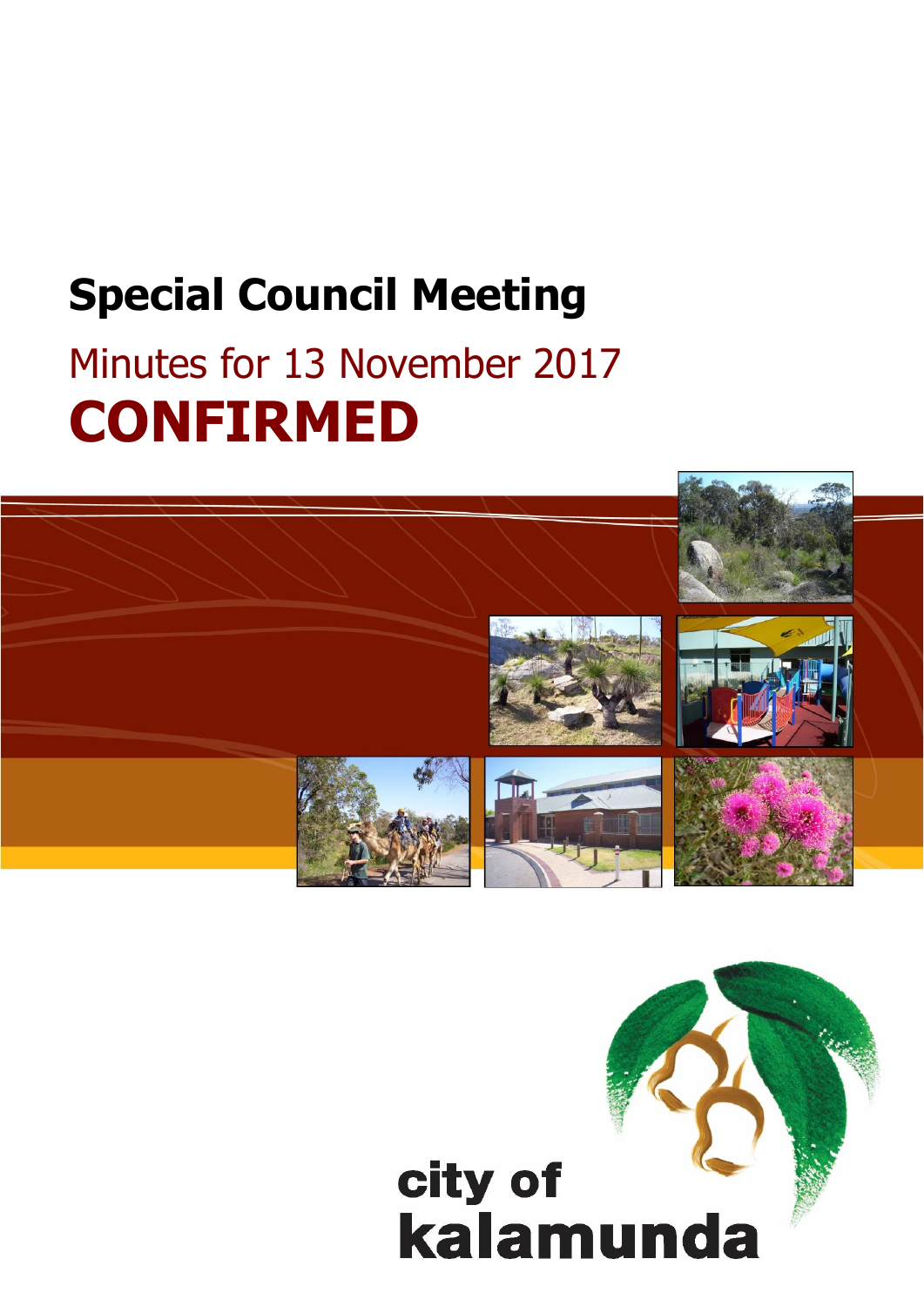# Special Council Meeting

## Minutes for 13 November 2017

# CONFIRMED

city of kalamunda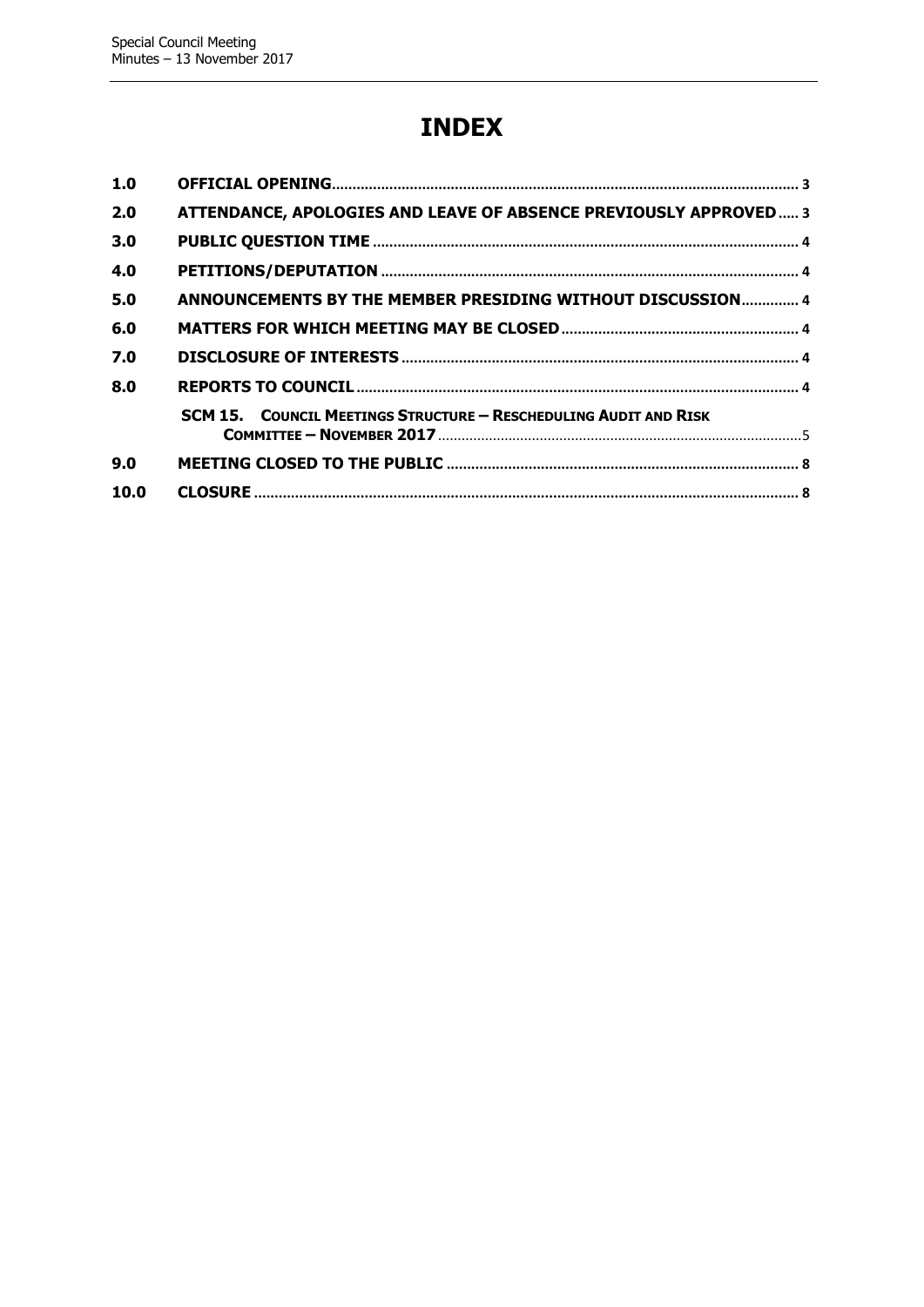# INDEX

| | | |
|---|---|---|
| **1.0** | **OFFICIAL OPENING** | 3 |
| **2.0** | **ATTENDANCE, APOLOGIES AND LEAVE OF ABSENCE PREVIOUSLY APPROVED** | 3 |
| **3.0** | **PUBLIC QUESTION TIME** | 4 |
| **4.0** | **PETITIONS/DEPUTATION** | 4 |
| **5.0** | **ANNOUNCEMENTS BY THE MEMBER PRESIDING WITHOUT DISCUSSION** | 4 |
| **6.0** | **MATTERS FOR WHICH MEETING MAY BE CLOSED** | 4 |
| **7.0** | **DISCLOSURE OF INTERESTS** | 4 |
| **8.0** | **REPORTS TO COUNCIL** | 4 |
| | **SCM 15. COUNCIL MEETINGS STRUCTURE – RESCHEDULING AUDIT AND RISK COMMITTEE – NOVEMBER 2017** | 5 |
| **9.0** | **MEETING CLOSED TO THE PUBLIC** | 8 |
| **10.0** | **CLOSURE** | 8 |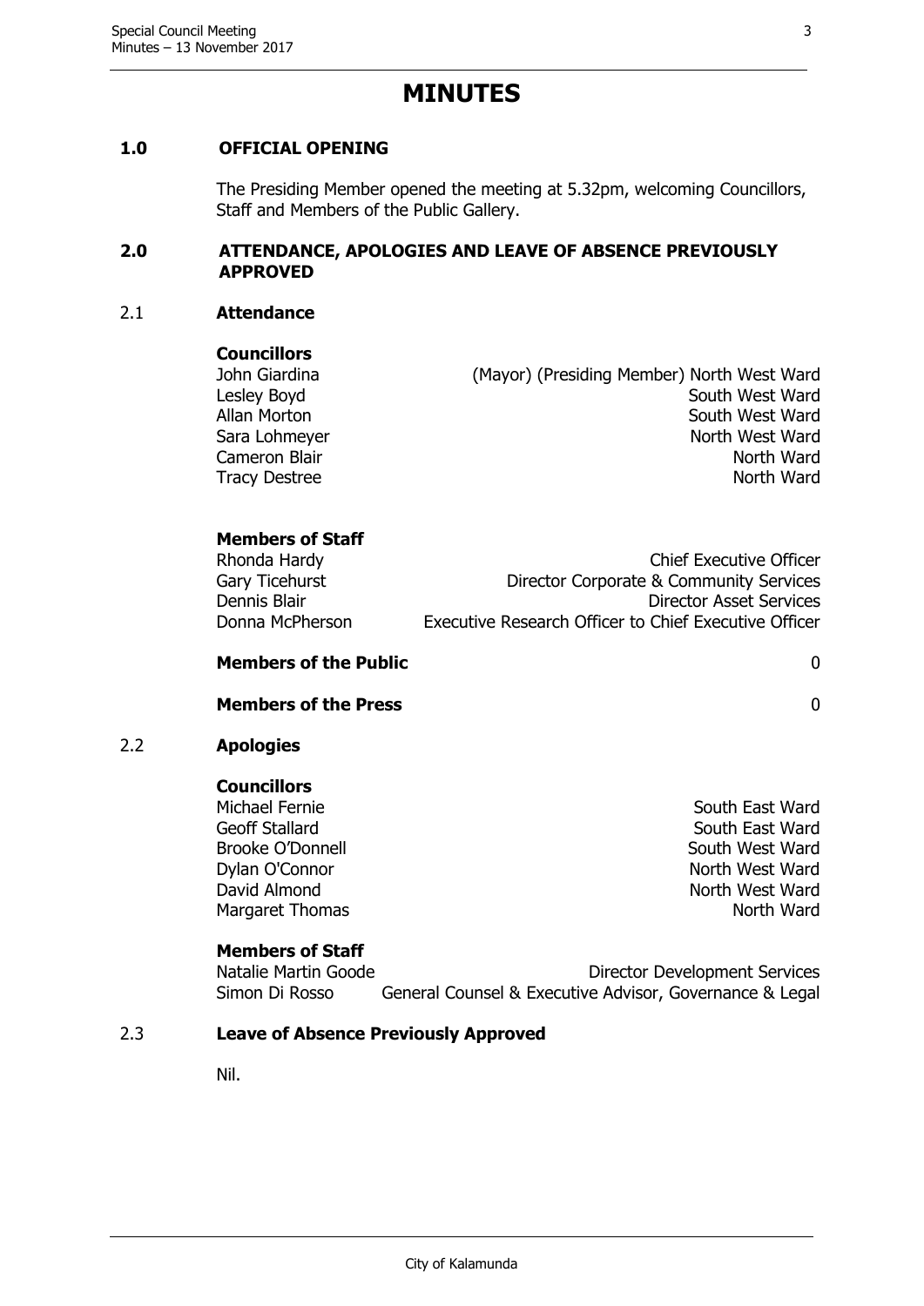# MINUTES

## 1.0 OFFICIAL OPENING

The Presiding Member opened the meeting at 5.32pm, welcoming Councillors, Staff and Members of the Public Gallery.

## 2.0 ATTENDANCE, APOLOGIES AND LEAVE OF ABSENCE PREVIOUSLY APPROVED

### 2.1 Attendance

**Councillors**

| | |
|---|---|
| John Giardina | (Mayor) (Presiding Member) North West Ward |
| Lesley Boyd | South West Ward |
| Allan Morton | South West Ward |
| Sara Lohmeyer | North West Ward |
| Cameron Blair | North Ward |
| Tracy Destree | North Ward |

**Members of Staff**

| | |
|---|---|
| Rhonda Hardy | Chief Executive Officer |
| Gary Ticehurst | Director Corporate & Community Services |
| Dennis Blair | Director Asset Services |
| Donna McPherson | Executive Research Officer to Chief Executive Officer |

**Members of the Public** 0

**Members of the Press** 0

### 2.2 Apologies

**Councillors**

| | |
|---|---|
| Michael Fernie | South East Ward |
| Geoff Stallard | South East Ward |
| Brooke O'Donnell | South West Ward |
| Dylan O'Connor | North West Ward |
| David Almond | North West Ward |
| Margaret Thomas | North Ward |

**Members of Staff**

| | |
|---|---|
| Natalie Martin Goode | Director Development Services |
| Simon Di Rosso | General Counsel & Executive Advisor, Governance & Legal |

### 2.3 Leave of Absence Previously Approved

Nil.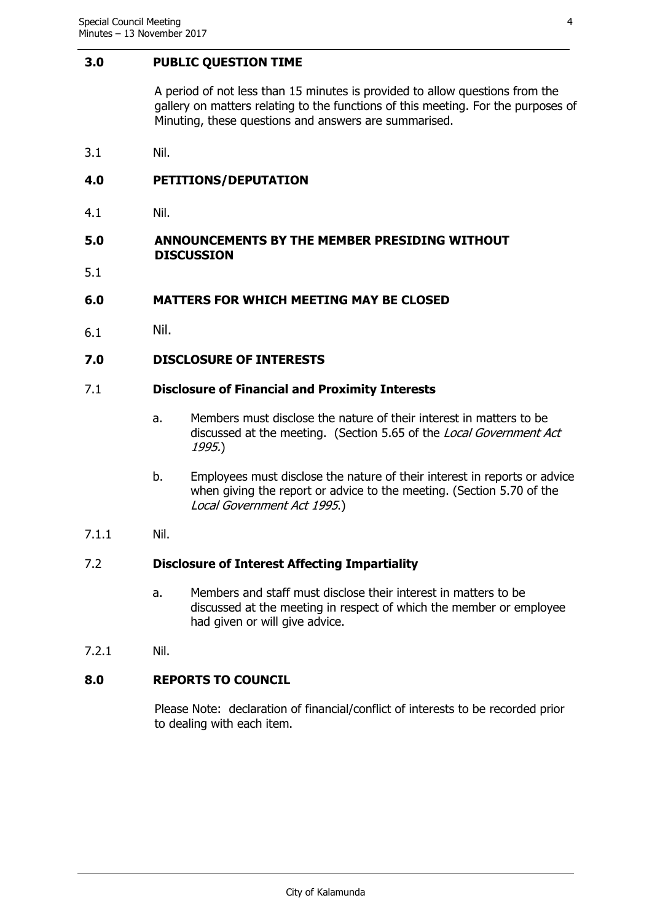## 3.0 PUBLIC QUESTION TIME

A period of not less than 15 minutes is provided to allow questions from the gallery on matters relating to the functions of this meeting. For the purposes of Minuting, these questions and answers are summarised.

3.1 Nil.

## 4.0 PETITIONS/DEPUTATION

4.1 Nil.

## 5.0 ANNOUNCEMENTS BY THE MEMBER PRESIDING WITHOUT DISCUSSION

5.1

## 6.0 MATTERS FOR WHICH MEETING MAY BE CLOSED

6.1 Nil.

## 7.0 DISCLOSURE OF INTERESTS

### 7.1 Disclosure of Financial and Proximity Interests

a. Members must disclose the nature of their interest in matters to be discussed at the meeting. (Section 5.65 of the *Local Government Act 1995.*)

b. Employees must disclose the nature of their interest in reports or advice when giving the report or advice to the meeting. (Section 5.70 of the *Local Government Act 1995.*)

7.1.1 Nil.

### 7.2 Disclosure of Interest Affecting Impartiality

a. Members and staff must disclose their interest in matters to be discussed at the meeting in respect of which the member or employee had given or will give advice.

7.2.1 Nil.

## 8.0 REPORTS TO COUNCIL

Please Note: declaration of financial/conflict of interests to be recorded prior to dealing with each item.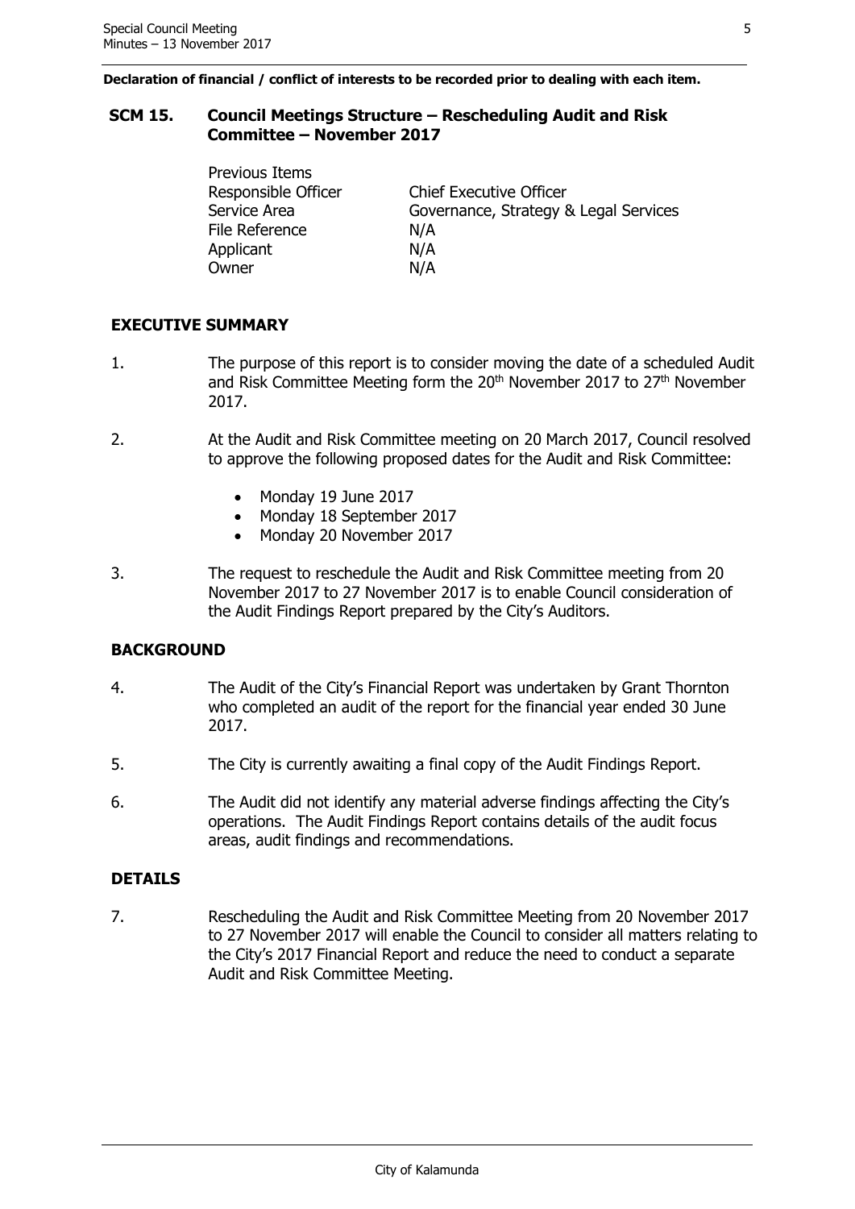**Declaration of financial / conflict of interests to be recorded prior to dealing with each item.**

## SCM 15. Council Meetings Structure – Rescheduling Audit and Risk Committee – November 2017

| | |
|---|---|
| Previous Items | |
| Responsible Officer | Chief Executive Officer |
| Service Area | Governance, Strategy & Legal Services |
| File Reference | N/A |
| Applicant | N/A |
| Owner | N/A |

### EXECUTIVE SUMMARY

1. The purpose of this report is to consider moving the date of a scheduled Audit and Risk Committee Meeting form the 20th November 2017 to 27th November 2017.

2. At the Audit and Risk Committee meeting on 20 March 2017, Council resolved to approve the following proposed dates for the Audit and Risk Committee:
   - Monday 19 June 2017
   - Monday 18 September 2017
   - Monday 20 November 2017

3. The request to reschedule the Audit and Risk Committee meeting from 20 November 2017 to 27 November 2017 is to enable Council consideration of the Audit Findings Report prepared by the City's Auditors.

### BACKGROUND

4. The Audit of the City's Financial Report was undertaken by Grant Thornton who completed an audit of the report for the financial year ended 30 June 2017.

5. The City is currently awaiting a final copy of the Audit Findings Report.

6. The Audit did not identify any material adverse findings affecting the City's operations. The Audit Findings Report contains details of the audit focus areas, audit findings and recommendations.

### DETAILS

7. Rescheduling the Audit and Risk Committee Meeting from 20 November 2017 to 27 November 2017 will enable the Council to consider all matters relating to the City's 2017 Financial Report and reduce the need to conduct a separate Audit and Risk Committee Meeting.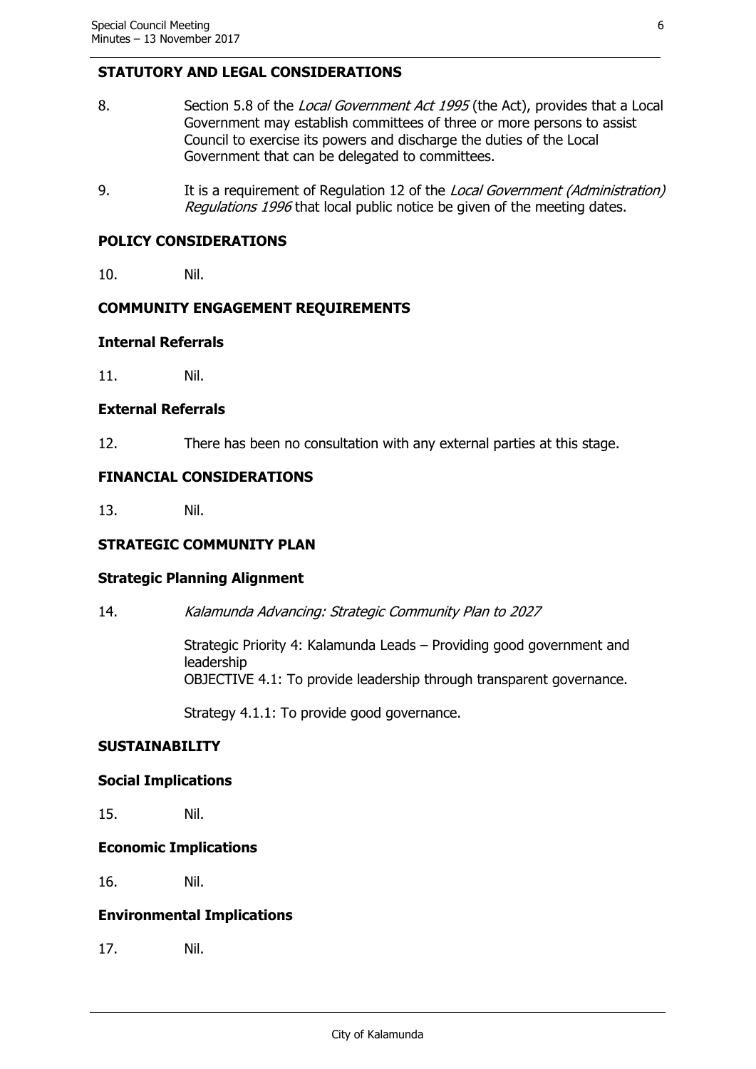## STATUTORY AND LEGAL CONSIDERATIONS

8. Section 5.8 of the *Local Government Act 1995* (the Act), provides that a Local Government may establish committees of three or more persons to assist Council to exercise its powers and discharge the duties of the Local Government that can be delegated to committees.

9. It is a requirement of Regulation 12 of the *Local Government (Administration) Regulations 1996* that local public notice be given of the meeting dates.

## POLICY CONSIDERATIONS

10. Nil.

## COMMUNITY ENGAGEMENT REQUIREMENTS

### Internal Referrals

11. Nil.

### External Referrals

12. There has been no consultation with any external parties at this stage.

## FINANCIAL CONSIDERATIONS

13. Nil.

## STRATEGIC COMMUNITY PLAN

### Strategic Planning Alignment

14. *Kalamunda Advancing: Strategic Community Plan to 2027*

    Strategic Priority 4: Kalamunda Leads – Providing good government and leadership
    OBJECTIVE 4.1: To provide leadership through transparent governance.

    Strategy 4.1.1: To provide good governance.

## SUSTAINABILITY

### Social Implications

15. Nil.

### Economic Implications

16. Nil.

### Environmental Implications

17. Nil.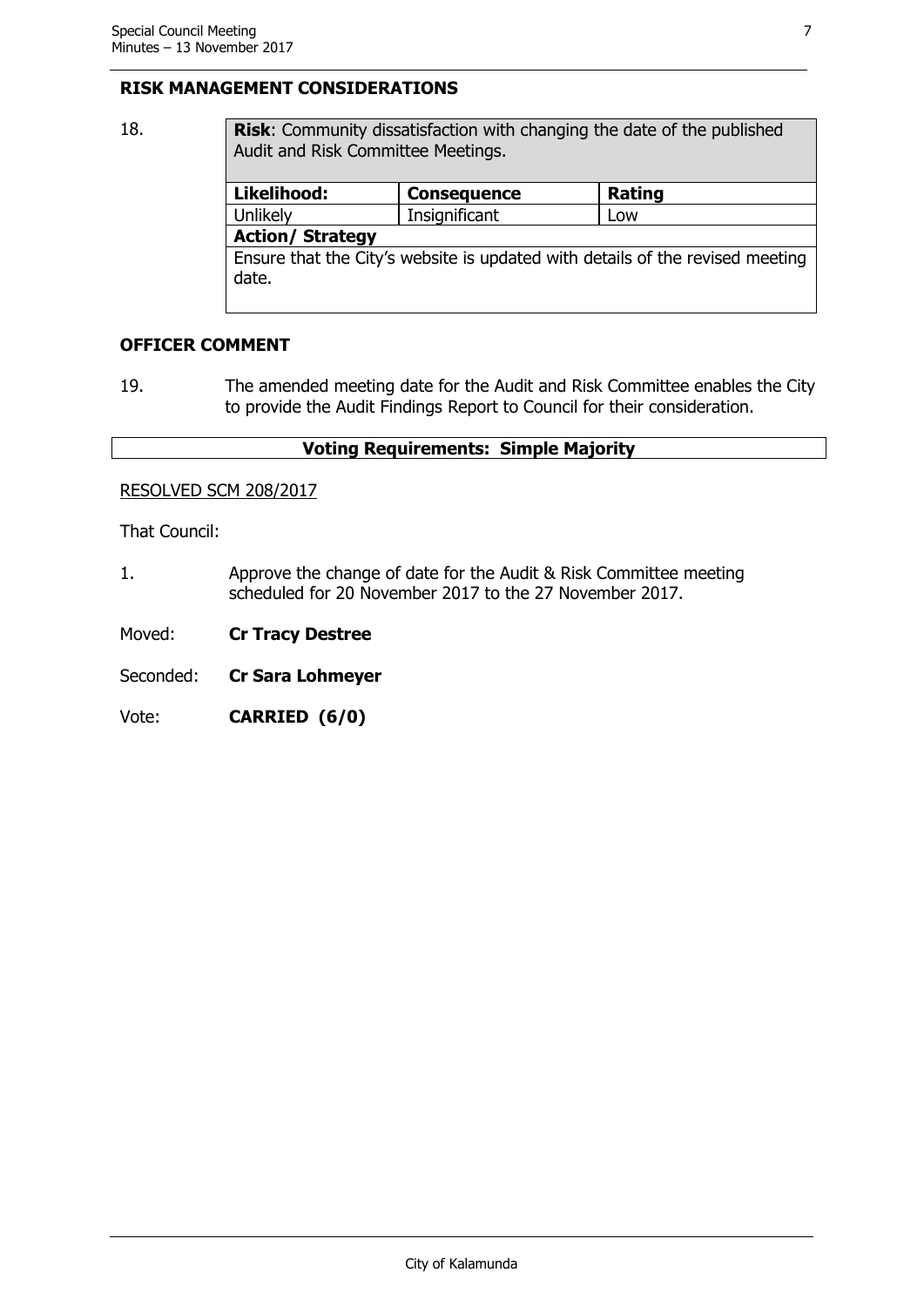## RISK MANAGEMENT CONSIDERATIONS

18.

| **Risk**: Community dissatisfaction with changing the date of the published Audit and Risk Committee Meetings. | | |
|---|---|---|
| **Likelihood:** | **Consequence** | **Rating** |
| Unlikely | Insignificant | Low |
| **Action/ Strategy** | | |
| Ensure that the City's website is updated with details of the revised meeting date. | | |

## OFFICER COMMENT

19. The amended meeting date for the Audit and Risk Committee enables the City to provide the Audit Findings Report to Council for their consideration.

**Voting Requirements: Simple Majority**

RESOLVED SCM 208/2017

That Council:

1. Approve the change of date for the Audit & Risk Committee meeting scheduled for 20 November 2017 to the 27 November 2017.

Moved: **Cr Tracy Destree**

Seconded: **Cr Sara Lohmeyer**

Vote: **CARRIED (6/0)**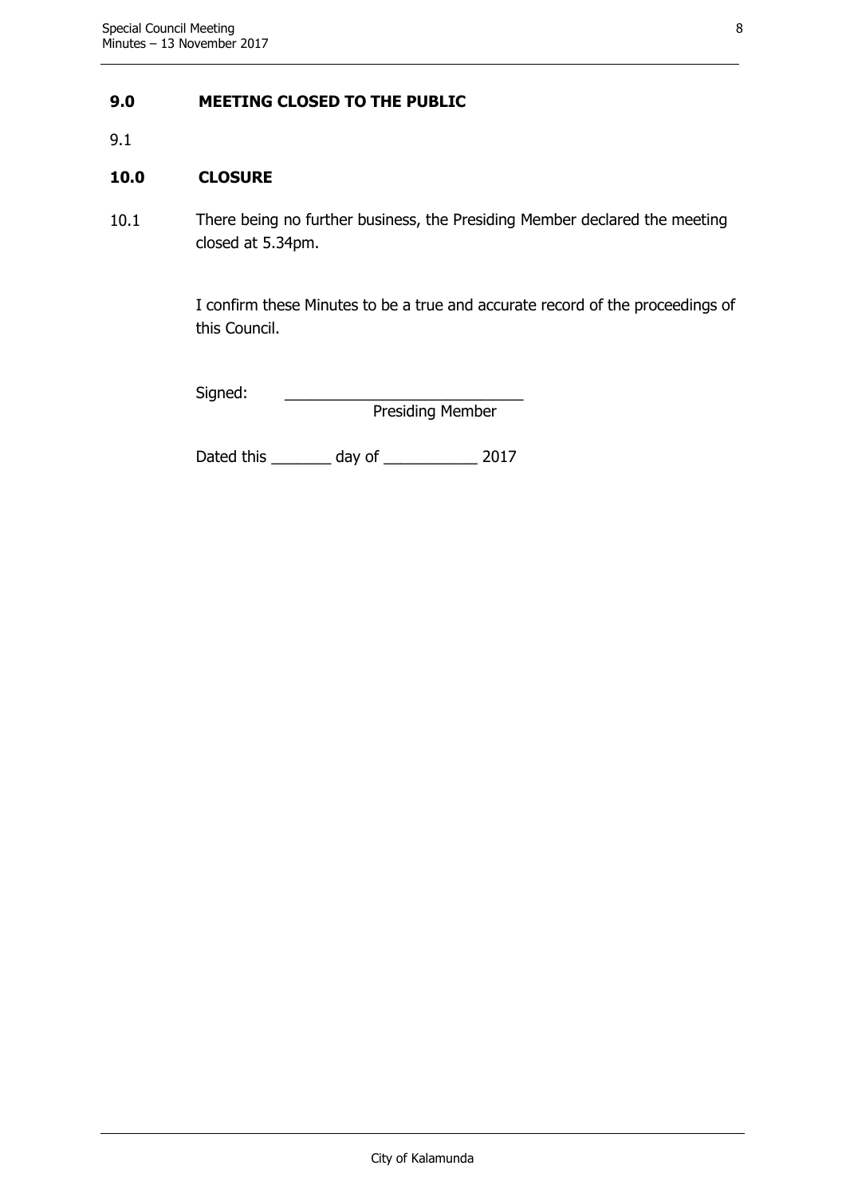## 9.0 MEETING CLOSED TO THE PUBLIC

9.1

## 10.0 CLOSURE

10.1 There being no further business, the Presiding Member declared the meeting closed at 5.34pm.

I confirm these Minutes to be a true and accurate record of the proceedings of this Council.

Signed: ____________________________
Presiding Member

Dated this _______ day of ___________ 2017